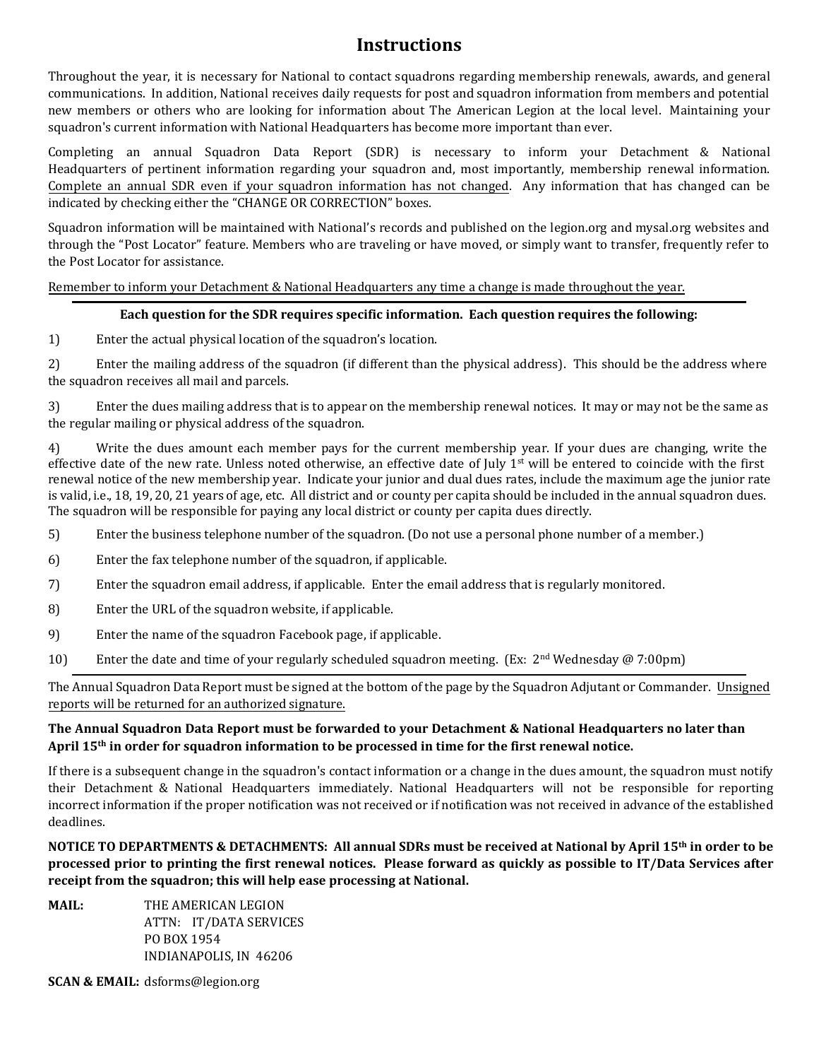# Instructions

Throughout the year, it is necessary for National to contact squadrons regarding membership renewals, awards, and general communications. In addition, National receives daily requests for post and squadron information from members and potential new members or others who are looking for information about The American Legion at the local level. Maintaining your squadron's current information with National Headquarters has become more important than ever.

Completing an annual Squadron Data Report (SDR) is necessary to inform your Detachment & National Headquarters of pertinent information regarding your squadron and, most importantly, membership renewal information. Complete an annual SDR even if your squadron information has not changed. Any information that has changed can be indicated by checking either the "CHANGE OR CORRECTION" boxes.

Squadron information will be maintained with National's records and published on the legion.org and mysal.org websites and through the "Post Locator" feature. Members who are traveling or have moved, or simply want to transfer, frequently refer to the Post Locator for assistance.

Remember to inform your Detachment & National Headquarters any time a change is made throughout the year.

---

**Each question for the SDR requires specific information. Each question requires the following:**

1) Enter the actual physical location of the squadron's location.

2) Enter the mailing address of the squadron (if different than the physical address). This should be the address where the squadron receives all mail and parcels.

3) Enter the dues mailing address that is to appear on the membership renewal notices. It may or may not be the same as the regular mailing or physical address of the squadron.

4) Write the dues amount each member pays for the current membership year. If your dues are changing, write the effective date of the new rate. Unless noted otherwise, an effective date of July 1st will be entered to coincide with the first renewal notice of the new membership year. Indicate your junior and dual dues rates, include the maximum age the junior rate is valid, i.e., 18, 19, 20, 21 years of age, etc. All district and or county per capita should be included in the annual squadron dues. The squadron will be responsible for paying any local district or county per capita dues directly.

5) Enter the business telephone number of the squadron. (Do not use a personal phone number of a member.)

6) Enter the fax telephone number of the squadron, if applicable.

7) Enter the squadron email address, if applicable. Enter the email address that is regularly monitored.

8) Enter the URL of the squadron website, if applicable.

9) Enter the name of the squadron Facebook page, if applicable.

10) Enter the date and time of your regularly scheduled squadron meeting. (Ex: 2nd Wednesday @ 7:00pm)

---

The Annual Squadron Data Report must be signed at the bottom of the page by the Squadron Adjutant or Commander. Unsigned reports will be returned for an authorized signature.

**The Annual Squadron Data Report must be forwarded to your Detachment & National Headquarters no later than April 15th in order for squadron information to be processed in time for the first renewal notice.**

If there is a subsequent change in the squadron's contact information or a change in the dues amount, the squadron must notify their Detachment & National Headquarters immediately. National Headquarters will not be responsible for reporting incorrect information if the proper notification was not received or if notification was not received in advance of the established deadlines.

**NOTICE TO DEPARTMENTS & DETACHMENTS: All annual SDRs must be received at National by April 15th in order to be processed prior to printing the first renewal notices. Please forward as quickly as possible to IT/Data Services after receipt from the squadron; this will help ease processing at National.**

**MAIL:**
THE AMERICAN LEGION
ATTN: IT/DATA SERVICES
PO BOX 1954
INDIANAPOLIS, IN 46206

**SCAN & EMAIL:** dsforms@legion.org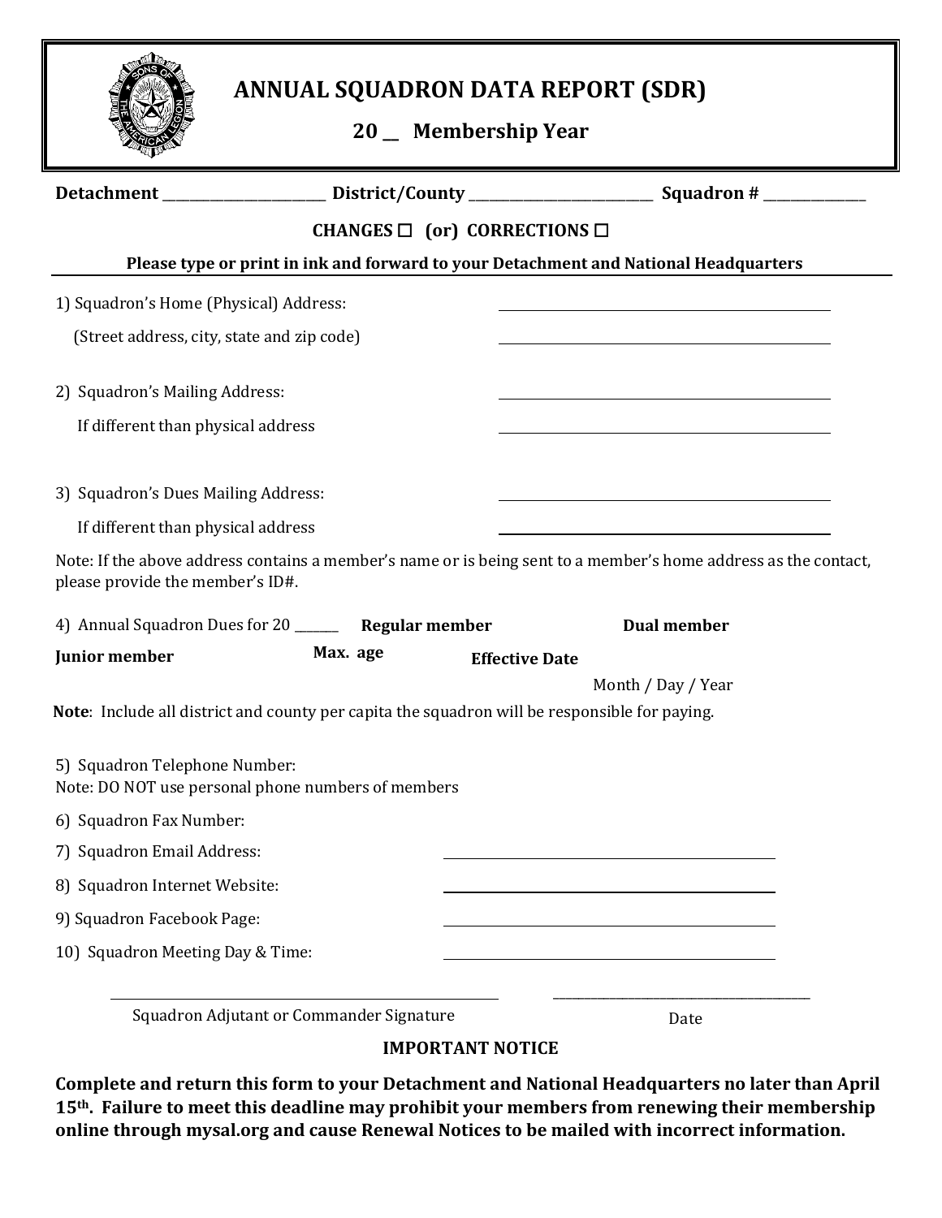# ANNUAL SQUADRON DATA REPORT (SDR)

**20 __ Membership Year**

**Detachment** ________________________ **District/County** ___________________________ **Squadron #** _______________

**CHANGES ☐ (or) CORRECTIONS ☐**

**Please type or print in ink and forward to your Detachment and National Headquarters**

1) Squadron's Home (Physical) Address: ____________________________________________

(Street address, city, state and zip code) ____________________________________________

2) Squadron's Mailing Address: ____________________________________________

If different than physical address ____________________________________________

3) Squadron's Dues Mailing Address: ____________________________________________

If different than physical address ____________________________________________

Note: If the above address contains a member's name or is being sent to a member's home address as the contact, please provide the member's ID#.

4) Annual Squadron Dues for 20 _______ **Regular member** **Dual member**

**Junior member** **Max. age** **Effective Date**

Month / Day / Year

**Note**: Include all district and county per capita the squadron will be responsible for paying.

5) Squadron Telephone Number:
Note: DO NOT use personal phone numbers of members

6) Squadron Fax Number:

7) Squadron Email Address: ____________________________________________

8) Squadron Internet Website: ____________________________________________

9) Squadron Facebook Page: ____________________________________________

10) Squadron Meeting Day & Time: ____________________________________________

____________________________________________ ____________________________________________

Squadron Adjutant or Commander Signature Date

**IMPORTANT NOTICE**

**Complete and return this form to your Detachment and National Headquarters no later than April 15th. Failure to meet this deadline may prohibit your members from renewing their membership online through mysal.org and cause Renewal Notices to be mailed with incorrect information.**